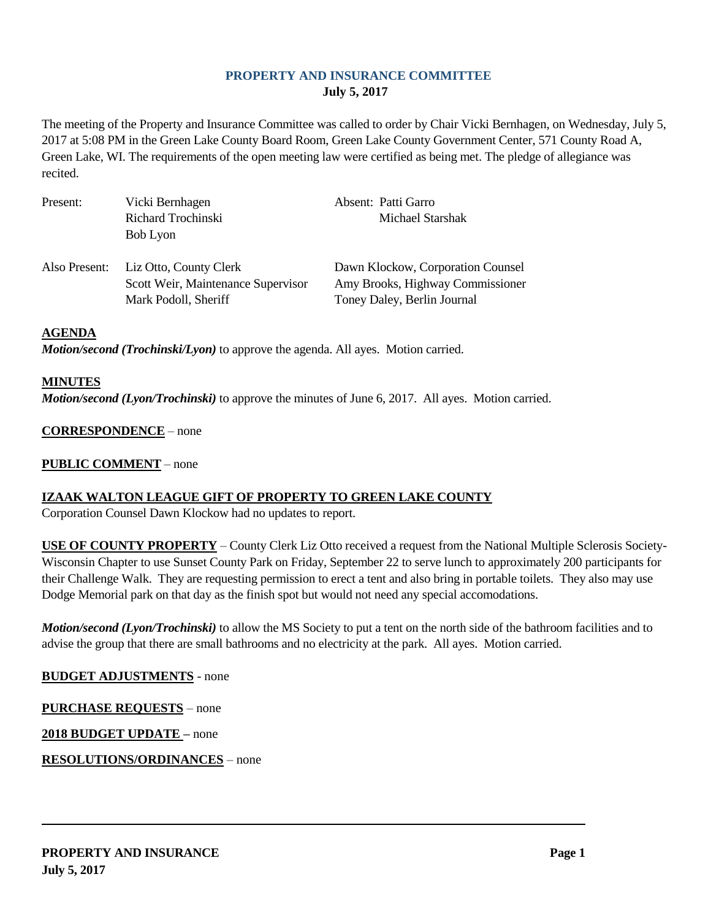# PROPERTY AND INSURANCE COMMITTEE

**July 5, 2017**

The meeting of the Property and Insurance Committee was called to order by Chair Vicki Bernhagen, on Wednesday, July 5, 2017 at 5:08 PM in the Green Lake County Board Room, Green Lake County Government Center, 571 County Road A, Green Lake, WI. The requirements of the open meeting law were certified as being met. The pledge of allegiance was recited.

| | | |
|---|---|---|
| Present: | Vicki Bernhagen | Absent: Patti Garro |
| | Richard Trochinski | Michael Starshak |
| | Bob Lyon | |
| Also Present: | Liz Otto, County Clerk | Dawn Klockow, Corporation Counsel |
| | Scott Weir, Maintenance Supervisor | Amy Brooks, Highway Commissioner |
| | Mark Podoll, Sheriff | Toney Daley, Berlin Journal |

**AGENDA**

***Motion/second (Trochinski/Lyon)*** to approve the agenda. All ayes. Motion carried.

**MINUTES**

***Motion/second (Lyon/Trochinski)*** to approve the minutes of June 6, 2017. All ayes. Motion carried.

**CORRESPONDENCE** – none

**PUBLIC COMMENT** – none

**IZAAK WALTON LEAGUE GIFT OF PROPERTY TO GREEN LAKE COUNTY**

Corporation Counsel Dawn Klockow had no updates to report.

**USE OF COUNTY PROPERTY** – County Clerk Liz Otto received a request from the National Multiple Sclerosis Society-Wisconsin Chapter to use Sunset County Park on Friday, September 22 to serve lunch to approximately 200 participants for their Challenge Walk. They are requesting permission to erect a tent and also bring in portable toilets. They also may use Dodge Memorial park on that day as the finish spot but would not need any special accomodations.

***Motion/second (Lyon/Trochinski)*** to allow the MS Society to put a tent on the north side of the bathroom facilities and to advise the group that there are small bathrooms and no electricity at the park. All ayes. Motion carried.

**BUDGET ADJUSTMENTS** - none

**PURCHASE REQUESTS** – none

**2018 BUDGET UPDATE** – none

**RESOLUTIONS/ORDINANCES** – none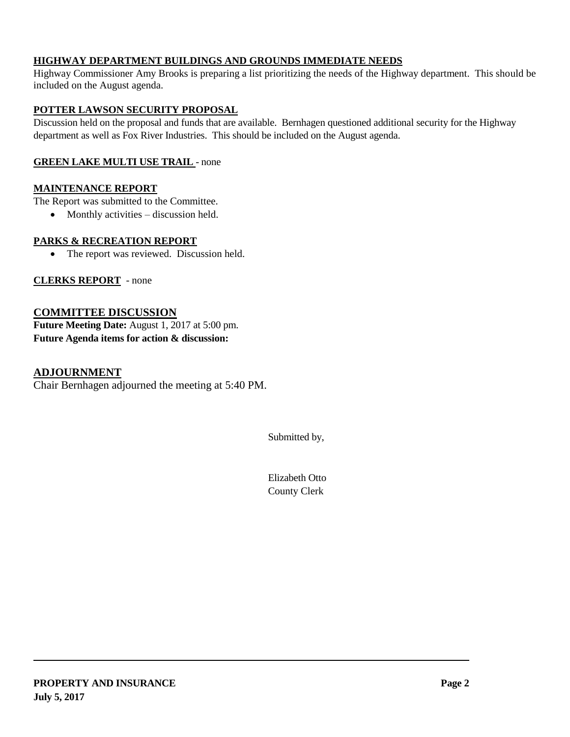**HIGHWAY DEPARTMENT BUILDINGS AND GROUNDS IMMEDIATE NEEDS**

Highway Commissioner Amy Brooks is preparing a list prioritizing the needs of the Highway department. This should be included on the August agenda.

**POTTER LAWSON SECURITY PROPOSAL**

Discussion held on the proposal and funds that are available. Bernhagen questioned additional security for the Highway department as well as Fox River Industries. This should be included on the August agenda.

**GREEN LAKE MULTI USE TRAIL** - none

**MAINTENANCE REPORT**

The Report was submitted to the Committee.

- Monthly activities – discussion held.

**PARKS & RECREATION REPORT**

- The report was reviewed. Discussion held.

**CLERKS REPORT** - none

## COMMITTEE DISCUSSION

**Future Meeting Date:** August 1, 2017 at 5:00 pm.
**Future Agenda items for action & discussion:**

## ADJOURNMENT

Chair Bernhagen adjourned the meeting at 5:40 PM.

Submitted by,

Elizabeth Otto
County Clerk